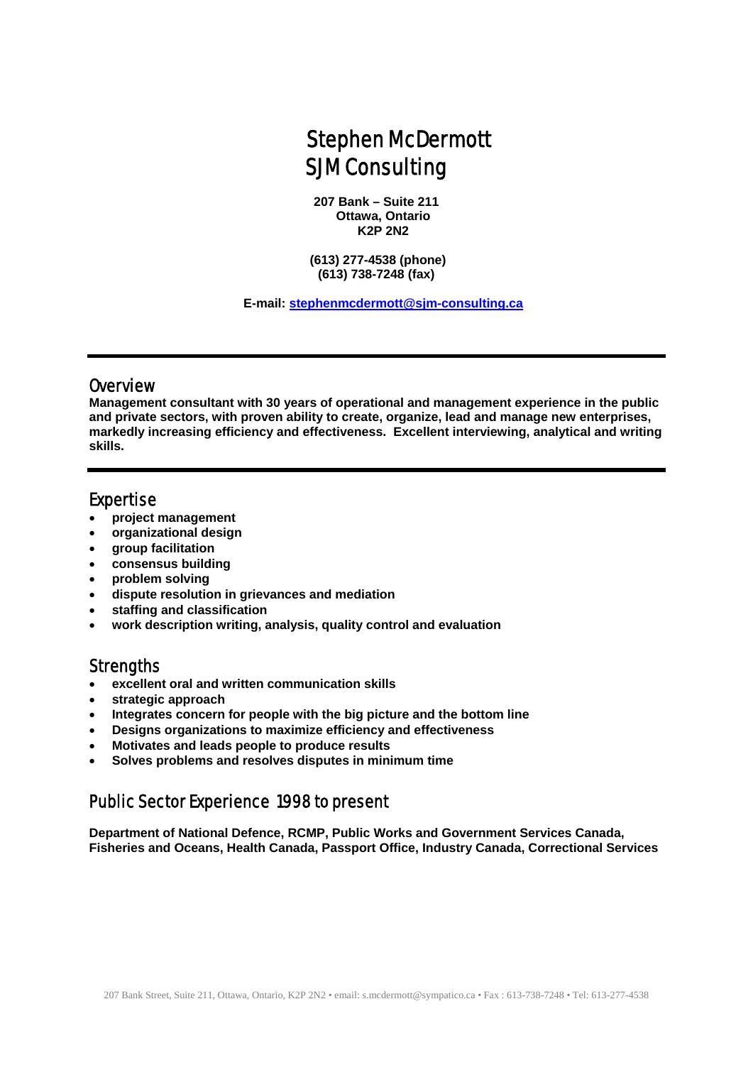# Stephen McDermott
# SJM Consulting

**207 Bank – Suite 211**
**Ottawa, Ontario**
**K2P 2N2**

**(613) 277-4538 (phone)**
**(613) 738-7248 (fax)**

**E-mail: [stephenmcdermott@sjm-consulting.ca](mailto:stephenmcdermott@sjm-consulting.ca)**

---

## Overview

**Management consultant with 30 years of operational and management experience in the public and private sectors, with proven ability to create, organize, lead and manage new enterprises, markedly increasing efficiency and effectiveness. Excellent interviewing, analytical and writing skills.**

---

## Expertise

- **project management**
- **organizational design**
- **group facilitation**
- **consensus building**
- **problem solving**
- **dispute resolution in grievances and mediation**
- **staffing and classification**
- **work description writing, analysis, quality control and evaluation**

## Strengths

- **excellent oral and written communication skills**
- **strategic approach**
- **Integrates concern for people with the big picture and the bottom line**
- **Designs organizations to maximize efficiency and effectiveness**
- **Motivates and leads people to produce results**
- **Solves problems and resolves disputes in minimum time**

## Public Sector Experience 1998 to present

**Department of National Defence, RCMP, Public Works and Government Services Canada, Fisheries and Oceans, Health Canada, Passport Office, Industry Canada, Correctional Services**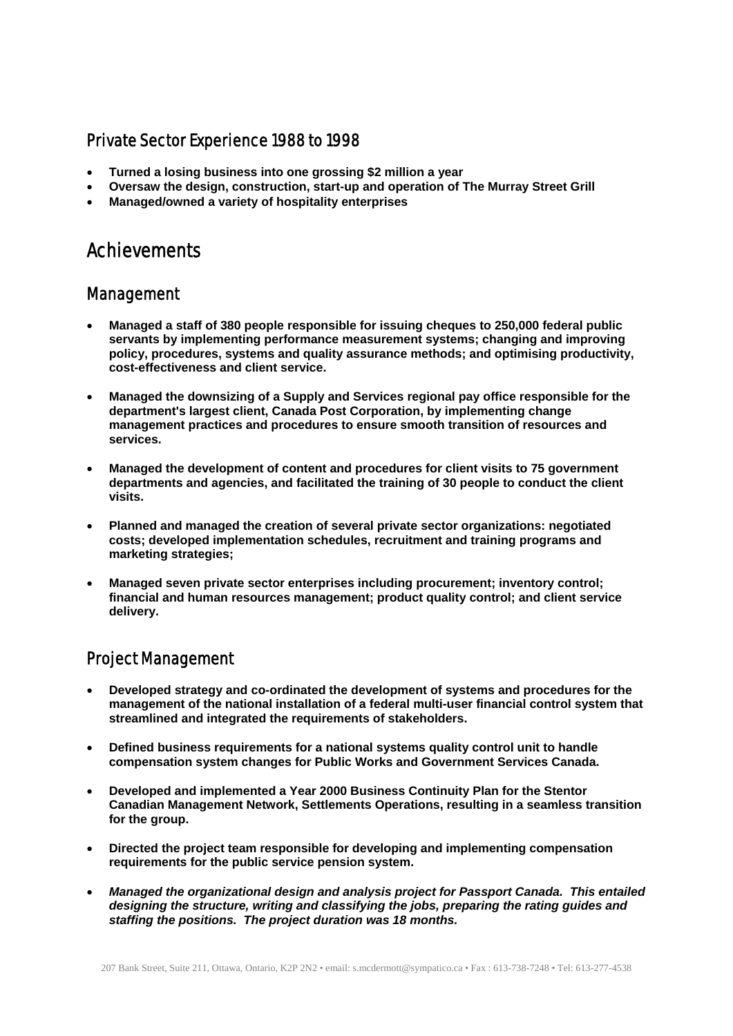## Private Sector Experience 1988 to 1998

- **Turned a losing business into one grossing $2 million a year**
- **Oversaw the design, construction, start-up and operation of The Murray Street Grill**
- **Managed/owned a variety of hospitality enterprises**

# Achievements

## Management

- **Managed a staff of 380 people responsible for issuing cheques to 250,000 federal public servants by implementing performance measurement systems; changing and improving policy, procedures, systems and quality assurance methods; and optimising productivity, cost-effectiveness and client service.**

- **Managed the downsizing of a Supply and Services regional pay office responsible for the department's largest client, Canada Post Corporation, by implementing change management practices and procedures to ensure smooth transition of resources and services.**

- **Managed the development of content and procedures for client visits to 75 government departments and agencies, and facilitated the training of 30 people to conduct the client visits.**

- **Planned and managed the creation of several private sector organizations: negotiated costs; developed implementation schedules, recruitment and training programs and marketing strategies;**

- **Managed seven private sector enterprises including procurement; inventory control; financial and human resources management; product quality control; and client service delivery.**

## Project Management

- **Developed strategy and co-ordinated the development of systems and procedures for the management of the national installation of a federal multi-user financial control system that streamlined and integrated the requirements of stakeholders.**

- **Defined business requirements for a national systems quality control unit to handle compensation system changes for Public Works and Government Services Canada.**

- **Developed and implemented a Year 2000 Business Continuity Plan for the Stentor Canadian Management Network, Settlements Operations, resulting in a seamless transition for the group.**

- **Directed the project team responsible for developing and implementing compensation requirements for the public service pension system.**

- ***Managed the organizational design and analysis project for Passport Canada. This entailed designing the structure, writing and classifying the jobs, preparing the rating guides and staffing the positions. The project duration was 18 months.***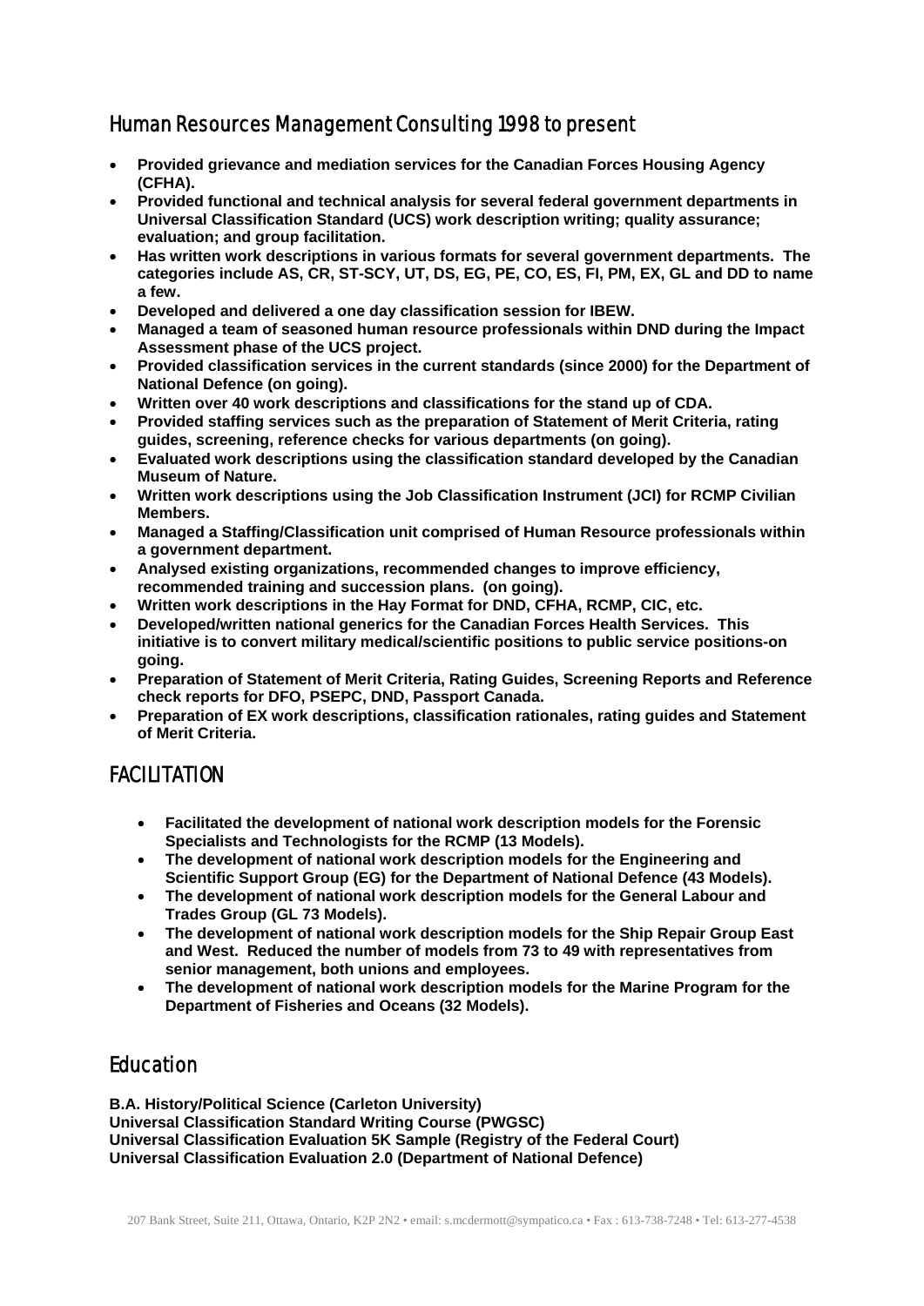## Human Resources Management Consulting 1998 to present

- **Provided grievance and mediation services for the Canadian Forces Housing Agency (CFHA).**
- **Provided functional and technical analysis for several federal government departments in Universal Classification Standard (UCS) work description writing; quality assurance; evaluation; and group facilitation.**
- **Has written work descriptions in various formats for several government departments. The categories include AS, CR, ST-SCY, UT, DS, EG, PE, CO, ES, FI, PM, EX, GL and DD to name a few.**
- **Developed and delivered a one day classification session for IBEW.**
- **Managed a team of seasoned human resource professionals within DND during the Impact Assessment phase of the UCS project.**
- **Provided classification services in the current standards (since 2000) for the Department of National Defence (on going).**
- **Written over 40 work descriptions and classifications for the stand up of CDA.**
- **Provided staffing services such as the preparation of Statement of Merit Criteria, rating guides, screening, reference checks for various departments (on going).**
- **Evaluated work descriptions using the classification standard developed by the Canadian Museum of Nature.**
- **Written work descriptions using the Job Classification Instrument (JCI) for RCMP Civilian Members.**
- **Managed a Staffing/Classification unit comprised of Human Resource professionals within a government department.**
- **Analysed existing organizations, recommended changes to improve efficiency, recommended training and succession plans. (on going).**
- **Written work descriptions in the Hay Format for DND, CFHA, RCMP, CIC, etc.**
- **Developed/written national generics for the Canadian Forces Health Services. This initiative is to convert military medical/scientific positions to public service positions-on going.**
- **Preparation of Statement of Merit Criteria, Rating Guides, Screening Reports and Reference check reports for DFO, PSEPC, DND, Passport Canada.**
- **Preparation of EX work descriptions, classification rationales, rating guides and Statement of Merit Criteria.**

## FACILITATION

- **Facilitated the development of national work description models for the Forensic Specialists and Technologists for the RCMP (13 Models).**
- **The development of national work description models for the Engineering and Scientific Support Group (EG) for the Department of National Defence (43 Models).**
- **The development of national work description models for the General Labour and Trades Group (GL 73 Models).**
- **The development of national work description models for the Ship Repair Group East and West. Reduced the number of models from 73 to 49 with representatives from senior management, both unions and employees.**
- **The development of national work description models for the Marine Program for the Department of Fisheries and Oceans (32 Models).**

## Education

**B.A. History/Political Science (Carleton University)**
**Universal Classification Standard Writing Course (PWGSC)**
**Universal Classification Evaluation 5K Sample (Registry of the Federal Court)**
**Universal Classification Evaluation 2.0 (Department of National Defence)**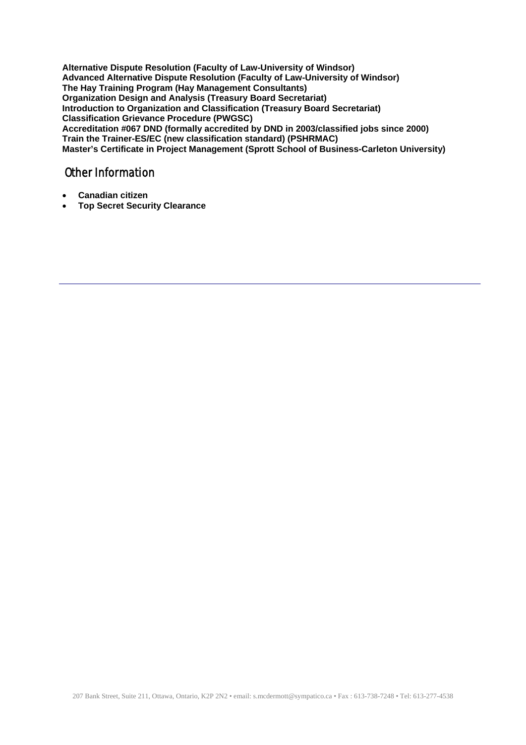**Alternative Dispute Resolution (Faculty of Law-University of Windsor)**
**Advanced Alternative Dispute Resolution (Faculty of Law-University of Windsor)**
**The Hay Training Program (Hay Management Consultants)**
**Organization Design and Analysis (Treasury Board Secretariat)**
**Introduction to Organization and Classification (Treasury Board Secretariat)**
**Classification Grievance Procedure (PWGSC)**
**Accreditation #067 DND (formally accredited by DND in 2003/classified jobs since 2000)**
**Train the Trainer-ES/EC (new classification standard) (PSHRMAC)**
**Master's Certificate in Project Management (Sprott School of Business-Carleton University)**

## Other Information

- **Canadian citizen**
- **Top Secret Security Clearance**

---

207 Bank Street, Suite 211, Ottawa, Ontario, K2P 2N2 • email: s.mcdermott@sympatico.ca • Fax : 613-738-7248 • Tel: 613-277-4538